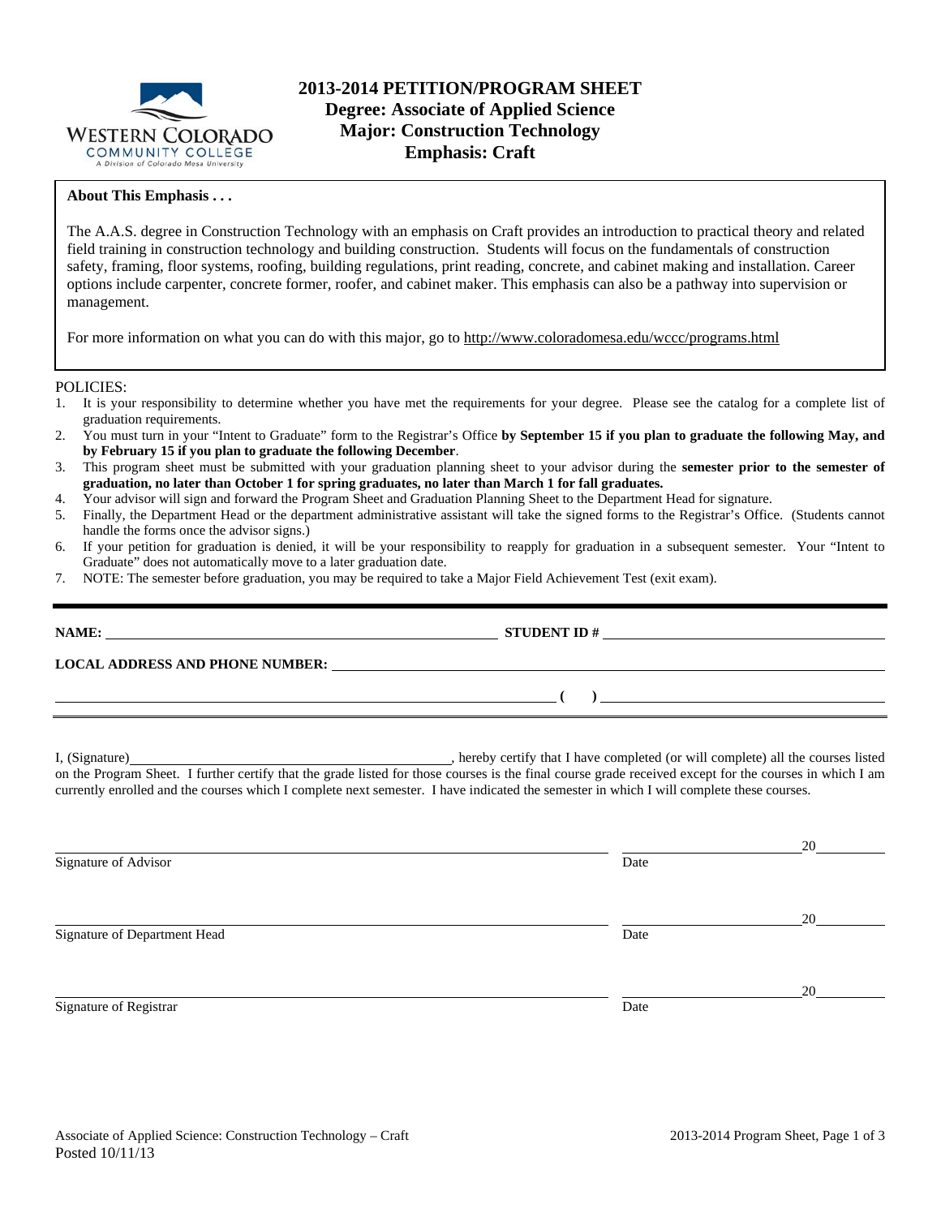# 2013-2014 PETITION/PROGRAM SHEET
## Degree: Associate of Applied Science
## Major: Construction Technology
## Emphasis: Craft

**About This Emphasis . . .**

The A.A.S. degree in Construction Technology with an emphasis on Craft provides an introduction to practical theory and related field training in construction technology and building construction. Students will focus on the fundamentals of construction safety, framing, floor systems, roofing, building regulations, print reading, concrete, and cabinet making and installation. Career options include carpenter, concrete former, roofer, and cabinet maker. This emphasis can also be a pathway into supervision or management.

For more information on what you can do with this major, go to http://www.coloradomesa.edu/wccc/programs.html

POLICIES:

1. It is your responsibility to determine whether you have met the requirements for your degree. Please see the catalog for a complete list of graduation requirements.
2. You must turn in your "Intent to Graduate" form to the Registrar's Office **by September 15 if you plan to graduate the following May, and by February 15 if you plan to graduate the following December**.
3. This program sheet must be submitted with your graduation planning sheet to your advisor during the **semester prior to the semester of graduation, no later than October 1 for spring graduates, no later than March 1 for fall graduates.**
4. Your advisor will sign and forward the Program Sheet and Graduation Planning Sheet to the Department Head for signature.
5. Finally, the Department Head or the department administrative assistant will take the signed forms to the Registrar's Office. (Students cannot handle the forms once the advisor signs.)
6. If your petition for graduation is denied, it will be your responsibility to reapply for graduation in a subsequent semester. Your "Intent to Graduate" does not automatically move to a later graduation date.
7. NOTE: The semester before graduation, you may be required to take a Major Field Achievement Test (exit exam).

---

**NAME:** ______________________________ **STUDENT ID #** ______________________________

**LOCAL ADDRESS AND PHONE NUMBER:** ______________________________

______________________________ **( )** ______________________________

I, (Signature)______________________________, hereby certify that I have completed (or will complete) all the courses listed on the Program Sheet. I further certify that the grade listed for those courses is the final course grade received except for the courses in which I am currently enrolled and the courses which I complete next semester. I have indicated the semester in which I will complete these courses.

______________________________ ______________ 20______
Signature of Advisor Date

______________________________ ______________ 20______
Signature of Department Head Date

______________________________ ______________ 20______
Signature of Registrar Date

Posted 10/11/13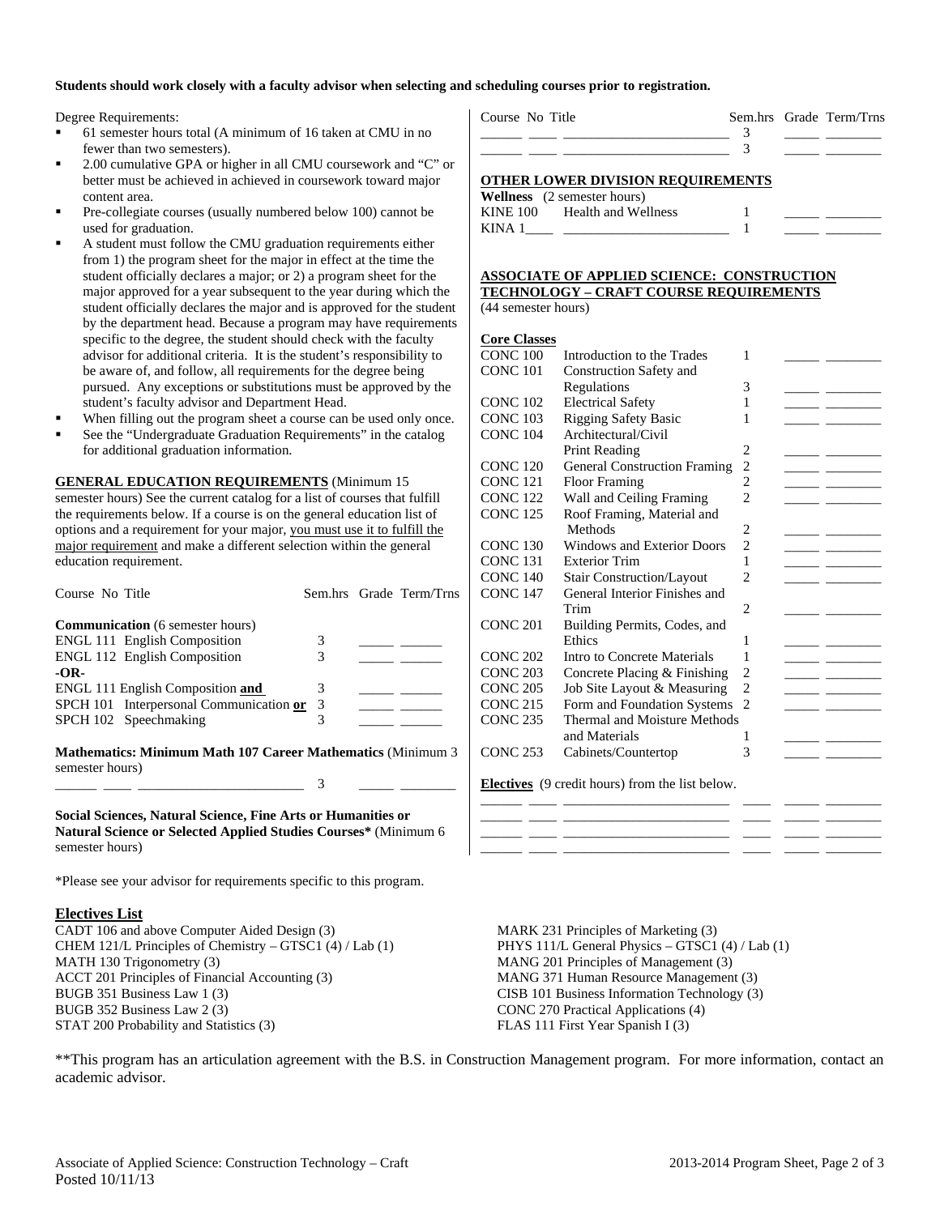**Students should work closely with a faculty advisor when selecting and scheduling courses prior to registration.**

Degree Requirements:

- 61 semester hours total (A minimum of 16 taken at CMU in no fewer than two semesters).
- 2.00 cumulative GPA or higher in all CMU coursework and "C" or better must be achieved in achieved in coursework toward major content area.
- Pre-collegiate courses (usually numbered below 100) cannot be used for graduation.
- A student must follow the CMU graduation requirements either from 1) the program sheet for the major in effect at the time the student officially declares a major; or 2) a program sheet for the major approved for a year subsequent to the year during which the student officially declares the major and is approved for the student by the department head. Because a program may have requirements specific to the degree, the student should check with the faculty advisor for additional criteria. It is the student's responsibility to be aware of, and follow, all requirements for the degree being pursued. Any exceptions or substitutions must be approved by the student's faculty advisor and Department Head.
- When filling out the program sheet a course can be used only once.
- See the "Undergraduate Graduation Requirements" in the catalog for additional graduation information.

**GENERAL EDUCATION REQUIREMENTS** (Minimum 15 semester hours) See the current catalog for a list of courses that fulfill the requirements below. If a course is on the general education list of options and a requirement for your major, you must use it to fulfill the major requirement and make a different selection within the general education requirement.

| Course No Title | Sem.hrs | Grade | Term/Trns |
|---|---|---|---|
| **Communication** (6 semester hours) | | | |
| ENGL 111 English Composition | 3 | _____ | ______ |
| ENGL 112 English Composition | 3 | _____ | ______ |
| **-OR-** | | | |
| ENGL 111 English Composition **and** | 3 | _____ | ______ |
| SPCH 101 Interpersonal Communication **or** | 3 | _____ | ______ |
| SPCH 102 Speechmaking | 3 | _____ | ______ |

**Mathematics: Minimum Math 107 Career Mathematics** (Minimum 3 semester hours)

| Course No Title | Sem.hrs | Grade | Term/Trns |
|---|---|---|---|
| ______ ____ ________________________ | 3 | _____ | ________ |

**Social Sciences, Natural Science, Fine Arts or Humanities or Natural Science or Selected Applied Studies Courses*** (Minimum 6 semester hours)

| Course No Title | Sem.hrs | Grade | Term/Trns |
|---|---|---|---|
| ______ ____ ________________________ | 3 | _____ | ________ |
| ______ ____ ________________________ | 3 | _____ | ________ |

**OTHER LOWER DIVISION REQUIREMENTS**

**Wellness** (2 semester hours)

| Course No | Title | Sem.hrs | Grade | Term/Trns |
|---|---|---|---|---|
| KINE 100 | Health and Wellness | 1 | _____ | ________ |
| KINA 1____ | ________________________ | 1 | _____ | ________ |

**ASSOCIATE OF APPLIED SCIENCE: CONSTRUCTION TECHNOLOGY – CRAFT COURSE REQUIREMENTS** (44 semester hours)

**Core Classes**

| Course No | Title | Sem.hrs | Grade | Term/Trns |
|---|---|---|---|---|
| CONC 100 | Introduction to the Trades | 1 | _____ | ________ |
| CONC 101 | Construction Safety and Regulations | 3 | _____ | ________ |
| CONC 102 | Electrical Safety | 1 | _____ | ________ |
| CONC 103 | Rigging Safety Basic | 1 | _____ | ________ |
| CONC 104 | Architectural/Civil Print Reading | 2 | _____ | ________ |
| CONC 120 | General Construction Framing | 2 | _____ | ________ |
| CONC 121 | Floor Framing | 2 | _____ | ________ |
| CONC 122 | Wall and Ceiling Framing | 2 | _____ | ________ |
| CONC 125 | Roof Framing, Material and Methods | 2 | _____ | ________ |
| CONC 130 | Windows and Exterior Doors | 2 | _____ | ________ |
| CONC 131 | Exterior Trim | 1 | _____ | ________ |
| CONC 140 | Stair Construction/Layout | 2 | _____ | ________ |
| CONC 147 | General Interior Finishes and Trim | 2 | _____ | ________ |
| CONC 201 | Building Permits, Codes, and Ethics | 1 | _____ | ________ |
| CONC 202 | Intro to Concrete Materials | 1 | _____ | ________ |
| CONC 203 | Concrete Placing & Finishing | 2 | _____ | ________ |
| CONC 205 | Job Site Layout & Measuring | 2 | _____ | ________ |
| CONC 215 | Form and Foundation Systems | 2 | _____ | ________ |
| CONC 235 | Thermal and Moisture Methods and Materials | 1 | _____ | ________ |
| CONC 253 | Cabinets/Countertop | 3 | _____ | ________ |

**Electives** (9 credit hours) from the list below.

| Course No | Title | Sem.hrs | Grade | Term/Trns |
|---|---|---|---|---|
| ______ ____ | ________________________ | ____ | _____ | ________ |
| ______ ____ | ________________________ | ____ | _____ | ________ |
| ______ ____ | ________________________ | ____ | _____ | ________ |

*Please see your advisor for requirements specific to this program.

## Electives List

CADT 106 and above Computer Aided Design (3)
CHEM 121/L Principles of Chemistry – GTSC1 (4) / Lab (1)
MATH 130 Trigonometry (3)
ACCT 201 Principles of Financial Accounting (3)
BUGB 351 Business Law 1 (3)
BUGB 352 Business Law 2 (3)
STAT 200 Probability and Statistics (3)
MARK 231 Principles of Marketing (3)
PHYS 111/L General Physics – GTSC1 (4) / Lab (1)
MANG 201 Principles of Management (3)
MANG 371 Human Resource Management (3)
CISB 101 Business Information Technology (3)
CONC 270 Practical Applications (4)
FLAS 111 First Year Spanish I (3)

**This program has an articulation agreement with the B.S. in Construction Management program. For more information, contact an academic advisor.

Associate of Applied Science: Construction Technology – Craft
Posted 10/11/13
2013-2014 Program Sheet, Page 2 of 3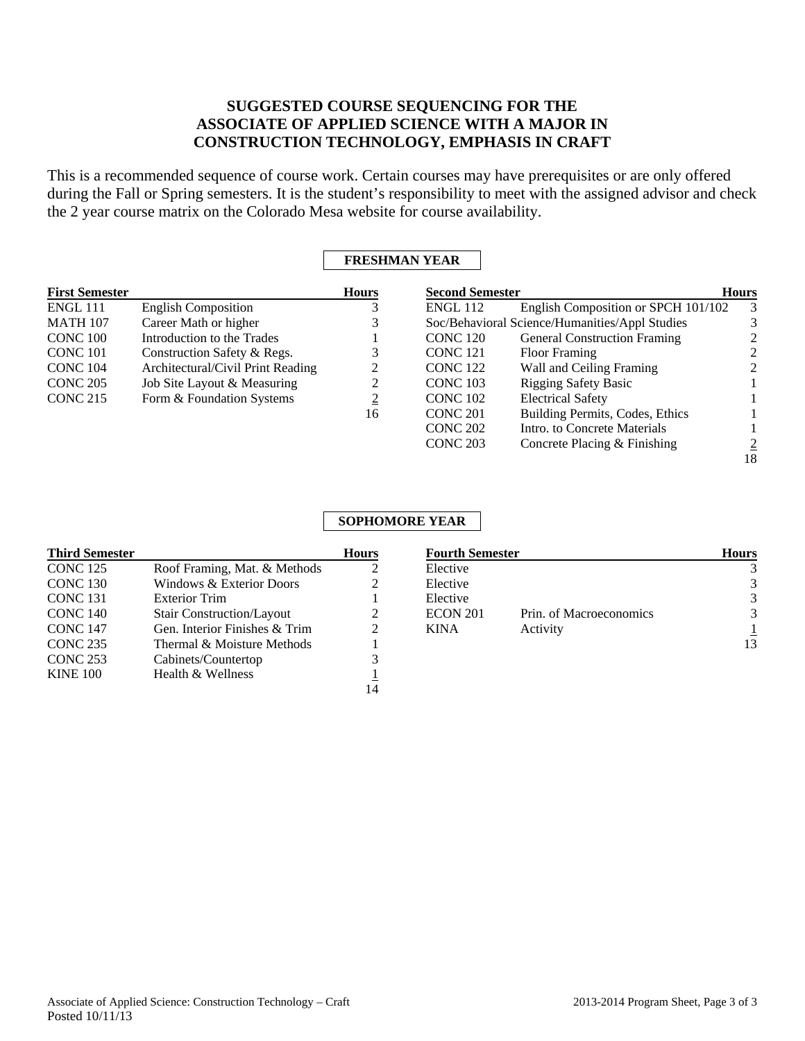# SUGGESTED COURSE SEQUENCING FOR THE ASSOCIATE OF APPLIED SCIENCE WITH A MAJOR IN CONSTRUCTION TECHNOLOGY, EMPHASIS IN CRAFT

This is a recommended sequence of course work. Certain courses may have prerequisites or are only offered during the Fall or Spring semesters. It is the student's responsibility to meet with the assigned advisor and check the 2 year course matrix on the Colorado Mesa website for course availability.

## FRESHMAN YEAR

| First Semester | | Hours |
|---|---|---|
| ENGL 111 | English Composition | 3 |
| MATH 107 | Career Math or higher | 3 |
| CONC 100 | Introduction to the Trades | 1 |
| CONC 101 | Construction Safety & Regs. | 3 |
| CONC 104 | Architectural/Civil Print Reading | 2 |
| CONC 205 | Job Site Layout & Measuring | 2 |
| CONC 215 | Form & Foundation Systems | 2 |
| | | 16 |

| Second Semester | | Hours |
|---|---|---|
| ENGL 112 | English Composition or SPCH 101/102 | 3 |
| Soc/Behavioral Science/Humanities/Appl Studies | | 3 |
| CONC 120 | General Construction Framing | 2 |
| CONC 121 | Floor Framing | 2 |
| CONC 122 | Wall and Ceiling Framing | 2 |
| CONC 103 | Rigging Safety Basic | 1 |
| CONC 102 | Electrical Safety | 1 |
| CONC 201 | Building Permits, Codes, Ethics | 1 |
| CONC 202 | Intro. to Concrete Materials | 1 |
| CONC 203 | Concrete Placing & Finishing | 2 |
| | | 18 |

## SOPHOMORE YEAR

| Third Semester | | Hours |
|---|---|---|
| CONC 125 | Roof Framing, Mat. & Methods | 2 |
| CONC 130 | Windows & Exterior Doors | 2 |
| CONC 131 | Exterior Trim | 1 |
| CONC 140 | Stair Construction/Layout | 2 |
| CONC 147 | Gen. Interior Finishes & Trim | 2 |
| CONC 235 | Thermal & Moisture Methods | 1 |
| CONC 253 | Cabinets/Countertop | 3 |
| KINE 100 | Health & Wellness | 1 |
| | | 14 |

| Fourth Semester | | Hours |
|---|---|---|
| Elective | | 3 |
| Elective | | 3 |
| Elective | | 3 |
| ECON 201 | Prin. of Macroeconomics | 3 |
| KINA | Activity | 1 |
| | | 13 |

Associate of Applied Science: Construction Technology – Craft
Posted 10/11/13